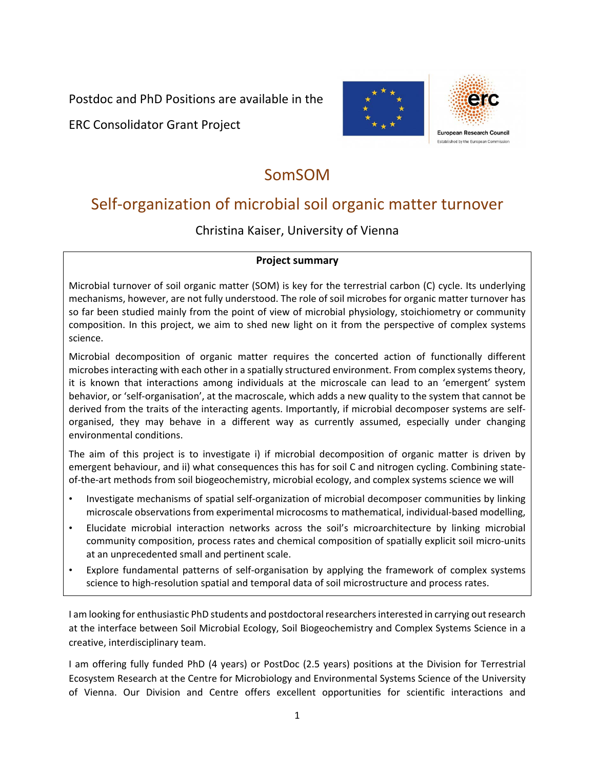Postdoc and PhD Positions are available in the

ERC Consolidator Grant Project

# SomSOM

## Self-organization of microbial soil organic matter turnover

Christina Kaiser, University of Vienna

**Project summary**

Microbial turnover of soil organic matter (SOM) is key for the terrestrial carbon (C) cycle. Its underlying mechanisms, however, are not fully understood. The role of soil microbes for organic matter turnover has so far been studied mainly from the point of view of microbial physiology, stoichiometry or community composition. In this project, we aim to shed new light on it from the perspective of complex systems science.

Microbial decomposition of organic matter requires the concerted action of functionally different microbes interacting with each other in a spatially structured environment. From complex systems theory, it is known that interactions among individuals at the microscale can lead to an 'emergent' system behavior, or 'self-organisation', at the macroscale, which adds a new quality to the system that cannot be derived from the traits of the interacting agents. Importantly, if microbial decomposer systems are self-organised, they may behave in a different way as currently assumed, especially under changing environmental conditions.

The aim of this project is to investigate i) if microbial decomposition of organic matter is driven by emergent behaviour, and ii) what consequences this has for soil C and nitrogen cycling. Combining state-of-the-art methods from soil biogeochemistry, microbial ecology, and complex systems science we will

- Investigate mechanisms of spatial self-organization of microbial decomposer communities by linking microscale observations from experimental microcosms to mathematical, individual-based modelling,
- Elucidate microbial interaction networks across the soil's microarchitecture by linking microbial community composition, process rates and chemical composition of spatially explicit soil micro-units at an unprecedented small and pertinent scale.
- Explore fundamental patterns of self-organisation by applying the framework of complex systems science to high-resolution spatial and temporal data of soil microstructure and process rates.

I am looking for enthusiastic PhD students and postdoctoral researchers interested in carrying out research at the interface between Soil Microbial Ecology, Soil Biogeochemistry and Complex Systems Science in a creative, interdisciplinary team.

I am offering fully funded PhD (4 years) or PostDoc (2.5 years) positions at the Division for Terrestrial Ecosystem Research at the Centre for Microbiology and Environmental Systems Science of the University of Vienna. Our Division and Centre offers excellent opportunities for scientific interactions and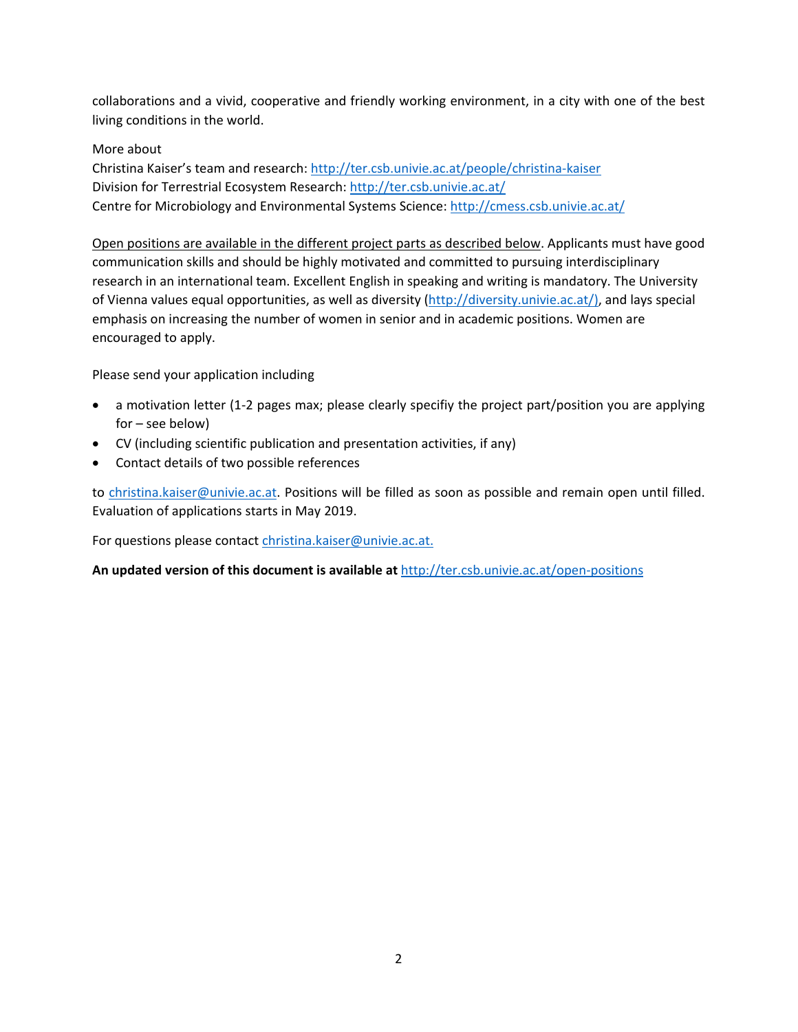collaborations and a vivid, cooperative and friendly working environment, in a city with one of the best living conditions in the world.

More about
Christina Kaiser's team and research: http://ter.csb.univie.ac.at/people/christina-kaiser
Division for Terrestrial Ecosystem Research: http://ter.csb.univie.ac.at/
Centre for Microbiology and Environmental Systems Science: http://cmess.csb.univie.ac.at/

Open positions are available in the different project parts as described below. Applicants must have good communication skills and should be highly motivated and committed to pursuing interdisciplinary research in an international team. Excellent English in speaking and writing is mandatory. The University of Vienna values equal opportunities, as well as diversity (http://diversity.univie.ac.at/), and lays special emphasis on increasing the number of women in senior and in academic positions. Women are encouraged to apply.

Please send your application including

- a motivation letter (1-2 pages max; please clearly specifiy the project part/position you are applying for – see below)
- CV (including scientific publication and presentation activities, if any)
- Contact details of two possible references

to christina.kaiser@univie.ac.at. Positions will be filled as soon as possible and remain open until filled. Evaluation of applications starts in May 2019.

For questions please contact christina.kaiser@univie.ac.at.

**An updated version of this document is available at** http://ter.csb.univie.ac.at/open-positions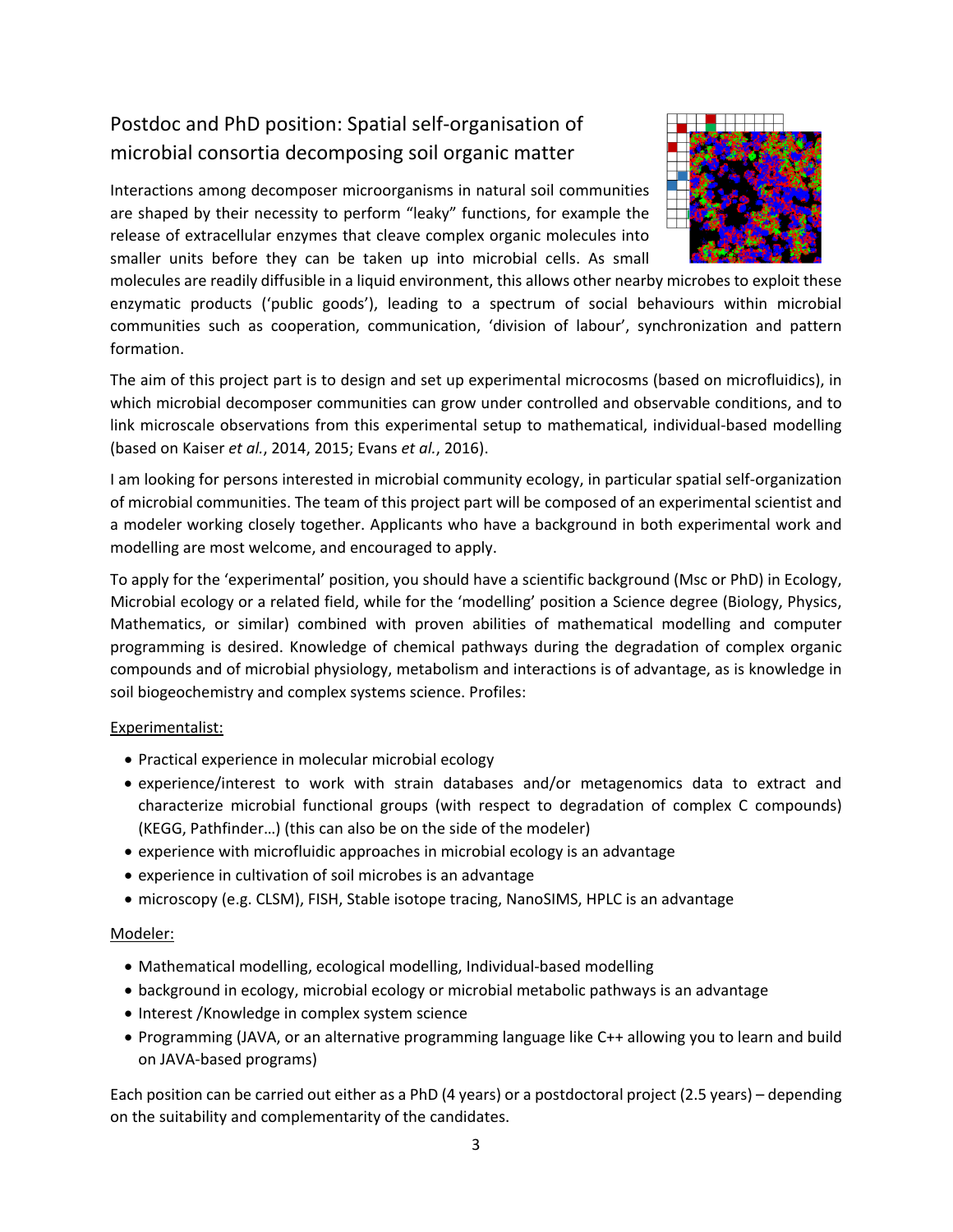## Postdoc and PhD position: Spatial self-organisation of microbial consortia decomposing soil organic matter

Interactions among decomposer microorganisms in natural soil communities are shaped by their necessity to perform "leaky" functions, for example the release of extracellular enzymes that cleave complex organic molecules into smaller units before they can be taken up into microbial cells. As small molecules are readily diffusible in a liquid environment, this allows other nearby microbes to exploit these enzymatic products ('public goods'), leading to a spectrum of social behaviours within microbial communities such as cooperation, communication, 'division of labour', synchronization and pattern formation.

The aim of this project part is to design and set up experimental microcosms (based on microfluidics), in which microbial decomposer communities can grow under controlled and observable conditions, and to link microscale observations from this experimental setup to mathematical, individual-based modelling (based on Kaiser *et al.*, 2014, 2015; Evans *et al.*, 2016).

I am looking for persons interested in microbial community ecology, in particular spatial self-organization of microbial communities. The team of this project part will be composed of an experimental scientist and a modeler working closely together. Applicants who have a background in both experimental work and modelling are most welcome, and encouraged to apply.

To apply for the 'experimental' position, you should have a scientific background (Msc or PhD) in Ecology, Microbial ecology or a related field, while for the 'modelling' position a Science degree (Biology, Physics, Mathematics, or similar) combined with proven abilities of mathematical modelling and computer programming is desired. Knowledge of chemical pathways during the degradation of complex organic compounds and of microbial physiology, metabolism and interactions is of advantage, as is knowledge in soil biogeochemistry and complex systems science. Profiles:

<u>Experimentalist:</u>

- Practical experience in molecular microbial ecology
- experience/interest to work with strain databases and/or metagenomics data to extract and characterize microbial functional groups (with respect to degradation of complex C compounds) (KEGG, Pathfinder…) (this can also be on the side of the modeler)
- experience with microfluidic approaches in microbial ecology is an advantage
- experience in cultivation of soil microbes is an advantage
- microscopy (e.g. CLSM), FISH, Stable isotope tracing, NanoSIMS, HPLC is an advantage

<u>Modeler:</u>

- Mathematical modelling, ecological modelling, Individual-based modelling
- background in ecology, microbial ecology or microbial metabolic pathways is an advantage
- Interest /Knowledge in complex system science
- Programming (JAVA, or an alternative programming language like C++ allowing you to learn and build on JAVA-based programs)

Each position can be carried out either as a PhD (4 years) or a postdoctoral project (2.5 years) – depending on the suitability and complementarity of the candidates.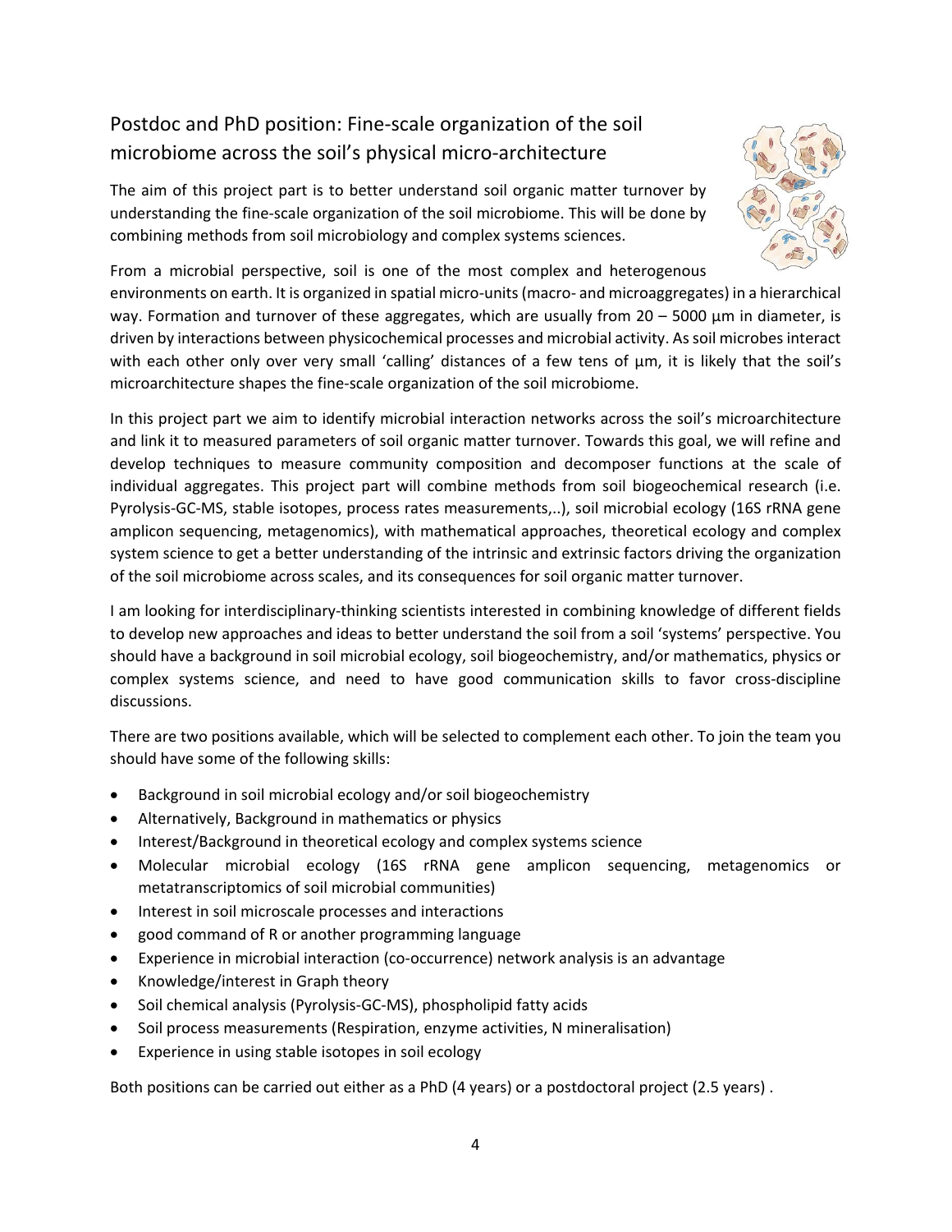## Postdoc and PhD position: Fine-scale organization of the soil microbiome across the soil's physical micro-architecture

The aim of this project part is to better understand soil organic matter turnover by understanding the fine-scale organization of the soil microbiome. This will be done by combining methods from soil microbiology and complex systems sciences.

From a microbial perspective, soil is one of the most complex and heterogenous environments on earth. It is organized in spatial micro-units (macro- and microaggregates) in a hierarchical way. Formation and turnover of these aggregates, which are usually from 20 – 5000 µm in diameter, is driven by interactions between physicochemical processes and microbial activity. As soil microbes interact with each other only over very small 'calling' distances of a few tens of µm, it is likely that the soil's microarchitecture shapes the fine-scale organization of the soil microbiome.

In this project part we aim to identify microbial interaction networks across the soil's microarchitecture and link it to measured parameters of soil organic matter turnover. Towards this goal, we will refine and develop techniques to measure community composition and decomposer functions at the scale of individual aggregates. This project part will combine methods from soil biogeochemical research (i.e. Pyrolysis-GC-MS, stable isotopes, process rates measurements,..), soil microbial ecology (16S rRNA gene amplicon sequencing, metagenomics), with mathematical approaches, theoretical ecology and complex system science to get a better understanding of the intrinsic and extrinsic factors driving the organization of the soil microbiome across scales, and its consequences for soil organic matter turnover.

I am looking for interdisciplinary-thinking scientists interested in combining knowledge of different fields to develop new approaches and ideas to better understand the soil from a soil 'systems' perspective. You should have a background in soil microbial ecology, soil biogeochemistry, and/or mathematics, physics or complex systems science, and need to have good communication skills to favor cross-discipline discussions.

There are two positions available, which will be selected to complement each other. To join the team you should have some of the following skills:

- Background in soil microbial ecology and/or soil biogeochemistry
- Alternatively, Background in mathematics or physics
- Interest/Background in theoretical ecology and complex systems science
- Molecular microbial ecology (16S rRNA gene amplicon sequencing, metagenomics or metatranscriptomics of soil microbial communities)
- Interest in soil microscale processes and interactions
- good command of R or another programming language
- Experience in microbial interaction (co-occurrence) network analysis is an advantage
- Knowledge/interest in Graph theory
- Soil chemical analysis (Pyrolysis-GC-MS), phospholipid fatty acids
- Soil process measurements (Respiration, enzyme activities, N mineralisation)
- Experience in using stable isotopes in soil ecology

Both positions can be carried out either as a PhD (4 years) or a postdoctoral project (2.5 years) .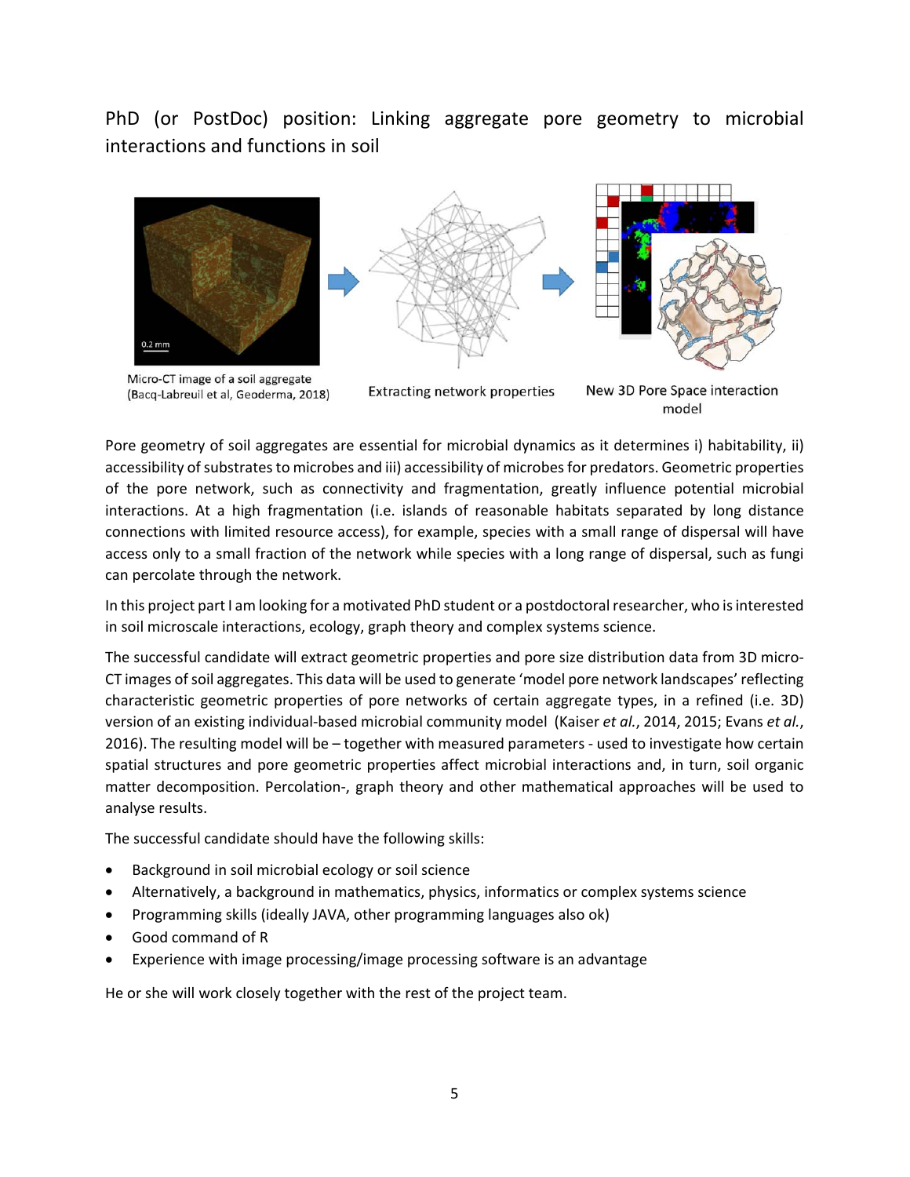PhD (or PostDoc) position: Linking aggregate pore geometry to microbial interactions and functions in soil

Micro-CT image of a soil aggregate (Bacq-Labreuil et al, Geoderma, 2018)

Extracting network properties

New 3D Pore Space interaction model

Pore geometry of soil aggregates are essential for microbial dynamics as it determines i) habitability, ii) accessibility of substrates to microbes and iii) accessibility of microbes for predators. Geometric properties of the pore network, such as connectivity and fragmentation, greatly influence potential microbial interactions. At a high fragmentation (i.e. islands of reasonable habitats separated by long distance connections with limited resource access), for example, species with a small range of dispersal will have access only to a small fraction of the network while species with a long range of dispersal, such as fungi can percolate through the network.

In this project part I am looking for a motivated PhD student or a postdoctoral researcher, who is interested in soil microscale interactions, ecology, graph theory and complex systems science.

The successful candidate will extract geometric properties and pore size distribution data from 3D micro-CT images of soil aggregates. This data will be used to generate 'model pore network landscapes' reflecting characteristic geometric properties of pore networks of certain aggregate types, in a refined (i.e. 3D) version of an existing individual-based microbial community model (Kaiser *et al.*, 2014, 2015; Evans *et al.*, 2016). The resulting model will be – together with measured parameters - used to investigate how certain spatial structures and pore geometric properties affect microbial interactions and, in turn, soil organic matter decomposition. Percolation-, graph theory and other mathematical approaches will be used to analyse results.

The successful candidate should have the following skills:

- Background in soil microbial ecology or soil science
- Alternatively, a background in mathematics, physics, informatics or complex systems science
- Programming skills (ideally JAVA, other programming languages also ok)
- Good command of R
- Experience with image processing/image processing software is an advantage

He or she will work closely together with the rest of the project team.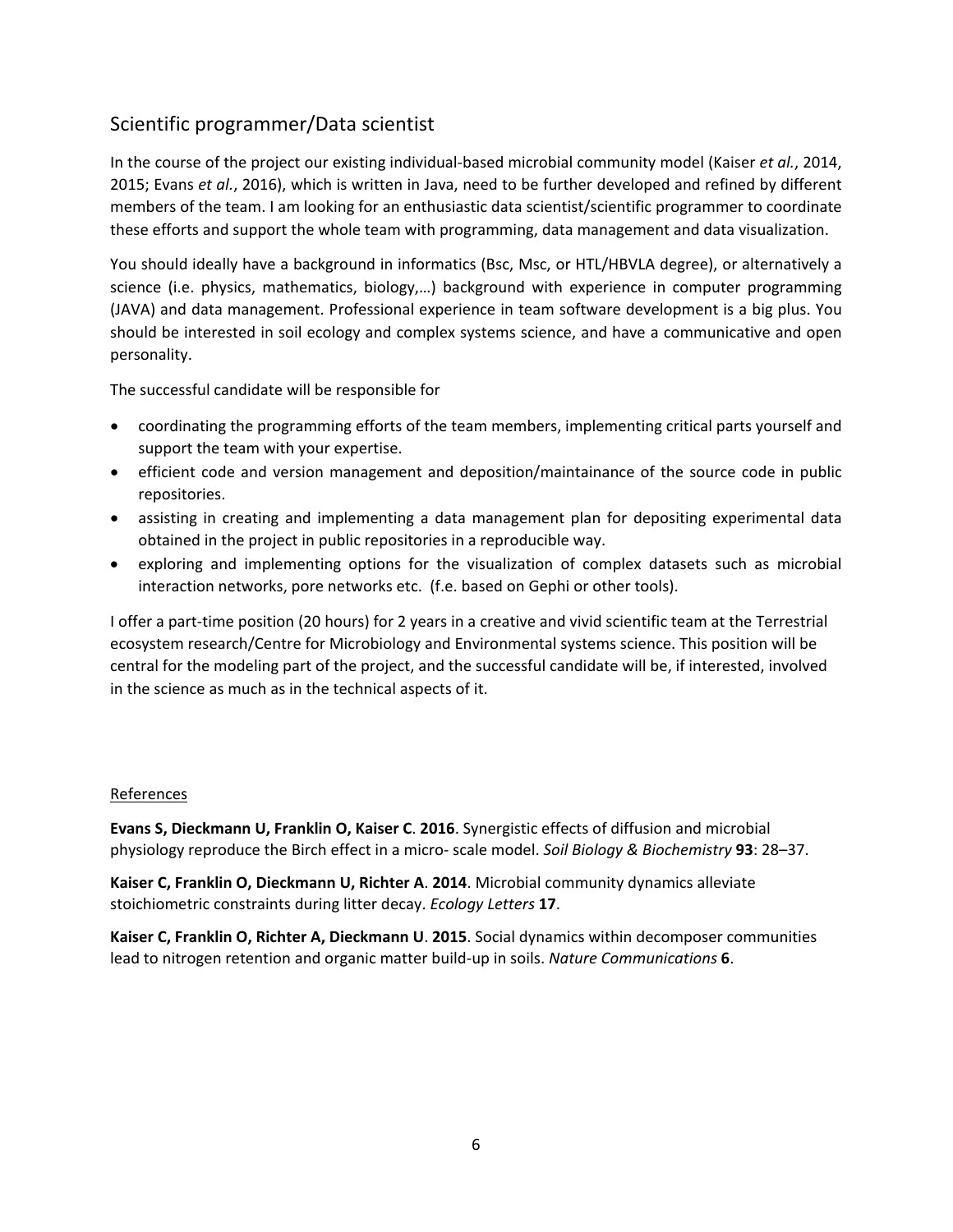## Scientific programmer/Data scientist

In the course of the project our existing individual-based microbial community model (Kaiser *et al.*, 2014, 2015; Evans *et al.*, 2016), which is written in Java, need to be further developed and refined by different members of the team. I am looking for an enthusiastic data scientist/scientific programmer to coordinate these efforts and support the whole team with programming, data management and data visualization.

You should ideally have a background in informatics (Bsc, Msc, or HTL/HBVLA degree), or alternatively a science (i.e. physics, mathematics, biology,…) background with experience in computer programming (JAVA) and data management. Professional experience in team software development is a big plus. You should be interested in soil ecology and complex systems science, and have a communicative and open personality.

The successful candidate will be responsible for

- coordinating the programming efforts of the team members, implementing critical parts yourself and support the team with your expertise.
- efficient code and version management and deposition/maintainance of the source code in public repositories.
- assisting in creating and implementing a data management plan for depositing experimental data obtained in the project in public repositories in a reproducible way.
- exploring and implementing options for the visualization of complex datasets such as microbial interaction networks, pore networks etc. (f.e. based on Gephi or other tools).

I offer a part-time position (20 hours) for 2 years in a creative and vivid scientific team at the Terrestrial ecosystem research/Centre for Microbiology and Environmental systems science. This position will be central for the modeling part of the project, and the successful candidate will be, if interested, involved in the science as much as in the technical aspects of it.

<u>References</u>

**Evans S, Dieckmann U, Franklin O, Kaiser C**. **2016**. Synergistic effects of diffusion and microbial physiology reproduce the Birch effect in a micro- scale model. *Soil Biology & Biochemistry* **93**: 28–37.

**Kaiser C, Franklin O, Dieckmann U, Richter A**. **2014**. Microbial community dynamics alleviate stoichiometric constraints during litter decay. *Ecology Letters* **17**.

**Kaiser C, Franklin O, Richter A, Dieckmann U**. **2015**. Social dynamics within decomposer communities lead to nitrogen retention and organic matter build-up in soils. *Nature Communications* **6**.